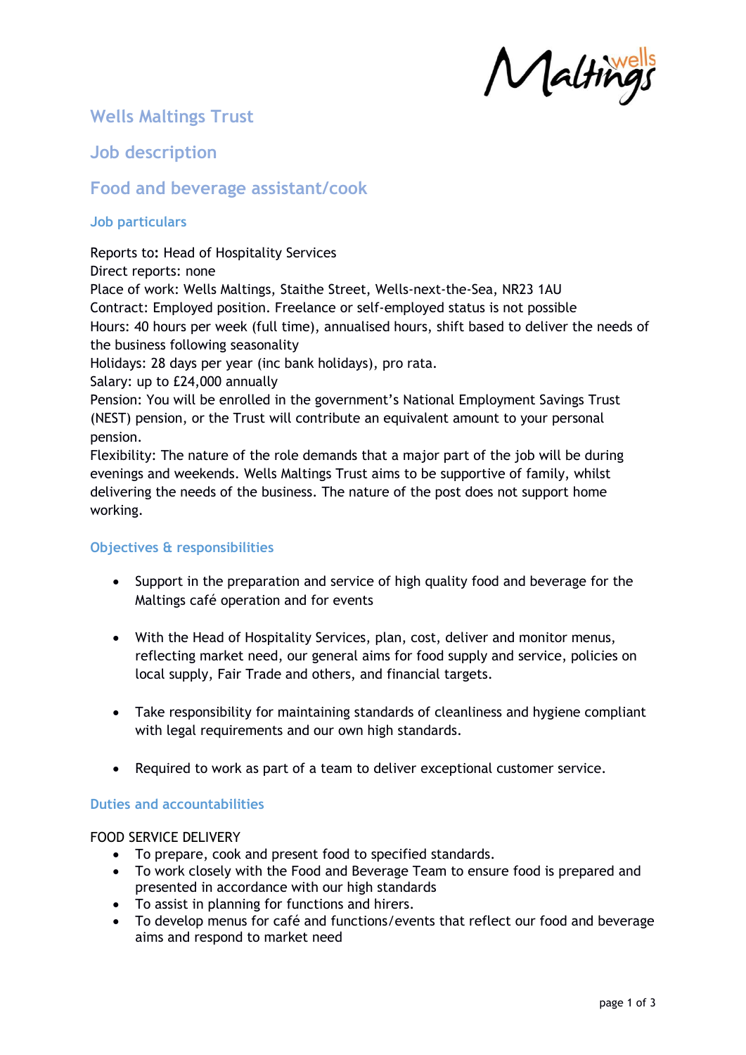# Wells Maltings Trust

## Job description

## Food and beverage assistant/cook

### Job particulars

Reports to: Head of Hospitality Services
Direct reports: none
Place of work: Wells Maltings, Staithe Street, Wells-next-the-Sea, NR23 1AU
Contract: Employed position. Freelance or self-employed status is not possible
Hours: 40 hours per week (full time), annualised hours, shift based to deliver the needs of the business following seasonality
Holidays: 28 days per year (inc bank holidays), pro rata.
Salary: up to £24,000 annually
Pension: You will be enrolled in the government's National Employment Savings Trust (NEST) pension, or the Trust will contribute an equivalent amount to your personal pension.
Flexibility: The nature of the role demands that a major part of the job will be during evenings and weekends. Wells Maltings Trust aims to be supportive of family, whilst delivering the needs of the business. The nature of the post does not support home working.

### Objectives & responsibilities

- Support in the preparation and service of high quality food and beverage for the Maltings café operation and for events
- With the Head of Hospitality Services, plan, cost, deliver and monitor menus, reflecting market need, our general aims for food supply and service, policies on local supply, Fair Trade and others, and financial targets.
- Take responsibility for maintaining standards of cleanliness and hygiene compliant with legal requirements and our own high standards.
- Required to work as part of a team to deliver exceptional customer service.

### Duties and accountabilities

FOOD SERVICE DELIVERY

- To prepare, cook and present food to specified standards.
- To work closely with the Food and Beverage Team to ensure food is prepared and presented in accordance with our high standards
- To assist in planning for functions and hirers.
- To develop menus for café and functions/events that reflect our food and beverage aims and respond to market need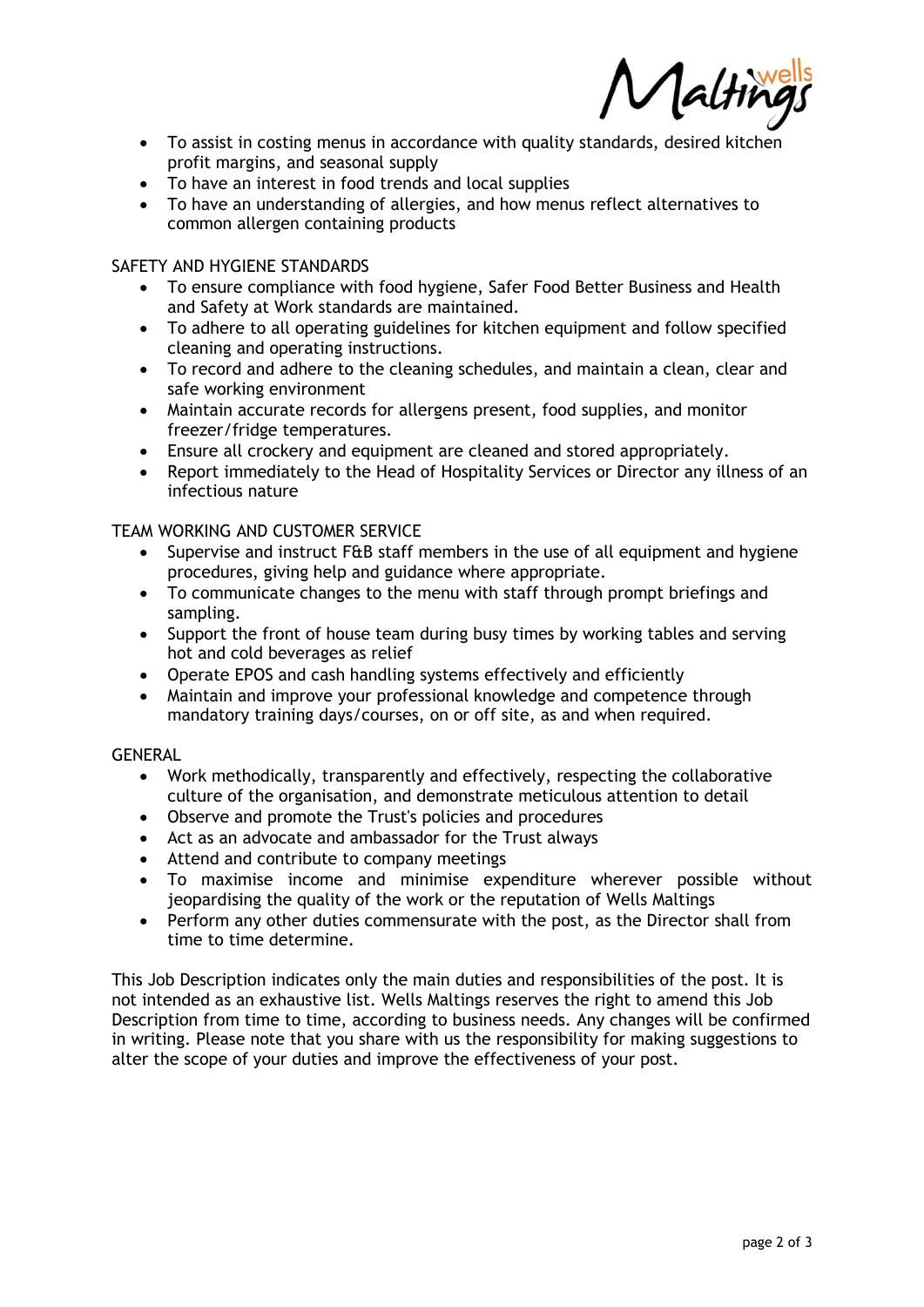- To assist in costing menus in accordance with quality standards, desired kitchen profit margins, and seasonal supply
- To have an interest in food trends and local supplies
- To have an understanding of allergies, and how menus reflect alternatives to common allergen containing products

SAFETY AND HYGIENE STANDARDS

- To ensure compliance with food hygiene, Safer Food Better Business and Health and Safety at Work standards are maintained.
- To adhere to all operating guidelines for kitchen equipment and follow specified cleaning and operating instructions.
- To record and adhere to the cleaning schedules, and maintain a clean, clear and safe working environment
- Maintain accurate records for allergens present, food supplies, and monitor freezer/fridge temperatures.
- Ensure all crockery and equipment are cleaned and stored appropriately.
- Report immediately to the Head of Hospitality Services or Director any illness of an infectious nature

TEAM WORKING AND CUSTOMER SERVICE

- Supervise and instruct F&B staff members in the use of all equipment and hygiene procedures, giving help and guidance where appropriate.
- To communicate changes to the menu with staff through prompt briefings and sampling.
- Support the front of house team during busy times by working tables and serving hot and cold beverages as relief
- Operate EPOS and cash handling systems effectively and efficiently
- Maintain and improve your professional knowledge and competence through mandatory training days/courses, on or off site, as and when required.

GENERAL

- Work methodically, transparently and effectively, respecting the collaborative culture of the organisation, and demonstrate meticulous attention to detail
- Observe and promote the Trust's policies and procedures
- Act as an advocate and ambassador for the Trust always
- Attend and contribute to company meetings
- To maximise income and minimise expenditure wherever possible without jeopardising the quality of the work or the reputation of Wells Maltings
- Perform any other duties commensurate with the post, as the Director shall from time to time determine.

This Job Description indicates only the main duties and responsibilities of the post. It is not intended as an exhaustive list. Wells Maltings reserves the right to amend this Job Description from time to time, according to business needs. Any changes will be confirmed in writing. Please note that you share with us the responsibility for making suggestions to alter the scope of your duties and improve the effectiveness of your post.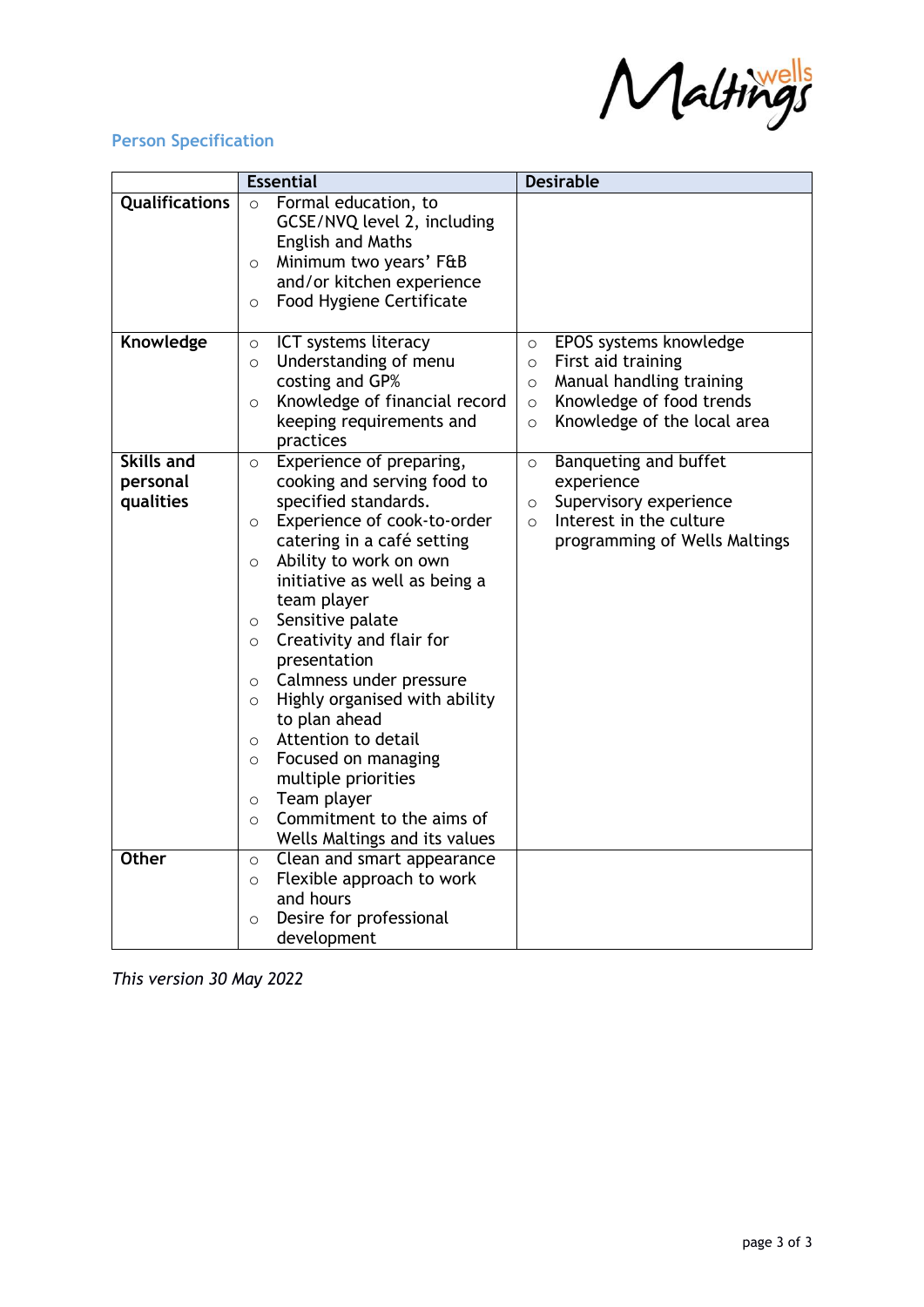## Person Specification

| | Essential | Desirable |
|---|---|---|
| **Qualifications** | ○ Formal education, to GCSE/NVQ level 2, including English and Maths<br>○ Minimum two years' F&B and/or kitchen experience<br>○ Food Hygiene Certificate | |
| **Knowledge** | ○ ICT systems literacy<br>○ Understanding of menu costing and GP%<br>○ Knowledge of financial record keeping requirements and practices | ○ EPOS systems knowledge<br>○ First aid training<br>○ Manual handling training<br>○ Knowledge of food trends<br>○ Knowledge of the local area |
| **Skills and personal qualities** | ○ Experience of preparing, cooking and serving food to specified standards.<br>○ Experience of cook-to-order catering in a café setting<br>○ Ability to work on own initiative as well as being a team player<br>○ Sensitive palate<br>○ Creativity and flair for presentation<br>○ Calmness under pressure<br>○ Highly organised with ability to plan ahead<br>○ Attention to detail<br>○ Focused on managing multiple priorities<br>○ Team player<br>○ Commitment to the aims of Wells Maltings and its values | ○ Banqueting and buffet experience<br>○ Supervisory experience<br>○ Interest in the culture programming of Wells Maltings |
| **Other** | ○ Clean and smart appearance<br>○ Flexible approach to work and hours<br>○ Desire for professional development | |

*This version 30 May 2022*